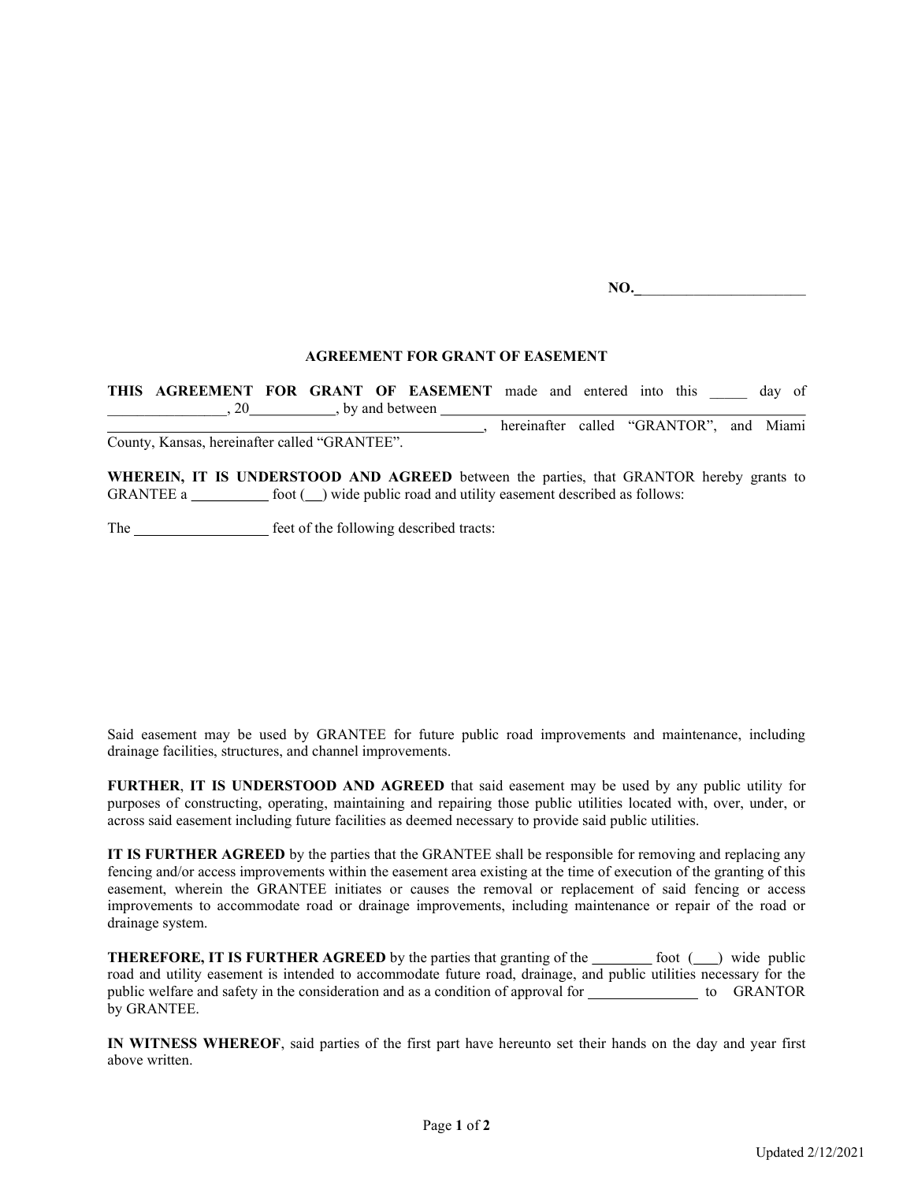NO.______________________

## AGREEMENT FOR GRANT OF EASEMENT

**THIS AGREEMENT FOR GRANT OF EASEMENT** made and entered into this _____ day of ________________, 20___________, by and between ____________________________________________ ____________________________________________, hereinafter called "GRANTOR", and Miami County, Kansas, hereinafter called "GRANTEE".

**WHEREIN, IT IS UNDERSTOOD AND AGREED** between the parties, that GRANTOR hereby grants to GRANTEE a __________ foot (__) wide public road and utility easement described as follows:

The __________________ feet of the following described tracts:

Said easement may be used by GRANTEE for future public road improvements and maintenance, including drainage facilities, structures, and channel improvements.

**FURTHER**, **IT IS UNDERSTOOD AND AGREED** that said easement may be used by any public utility for purposes of constructing, operating, maintaining and repairing those public utilities located with, over, under, or across said easement including future facilities as deemed necessary to provide said public utilities.

**IT IS FURTHER AGREED** by the parties that the GRANTEE shall be responsible for removing and replacing any fencing and/or access improvements within the easement area existing at the time of execution of the granting of this easement, wherein the GRANTEE initiates or causes the removal or replacement of said fencing or access improvements to accommodate road or drainage improvements, including maintenance or repair of the road or drainage system.

**THEREFORE, IT IS FURTHER AGREED** by the parties that granting of the ________ foot (___) wide public road and utility easement is intended to accommodate future road, drainage, and public utilities necessary for the public welfare and safety in the consideration and as a condition of approval for _______________ to GRANTOR by GRANTEE.

**IN WITNESS WHEREOF**, said parties of the first part have hereunto set their hands on the day and year first above written.

Updated 2/12/2021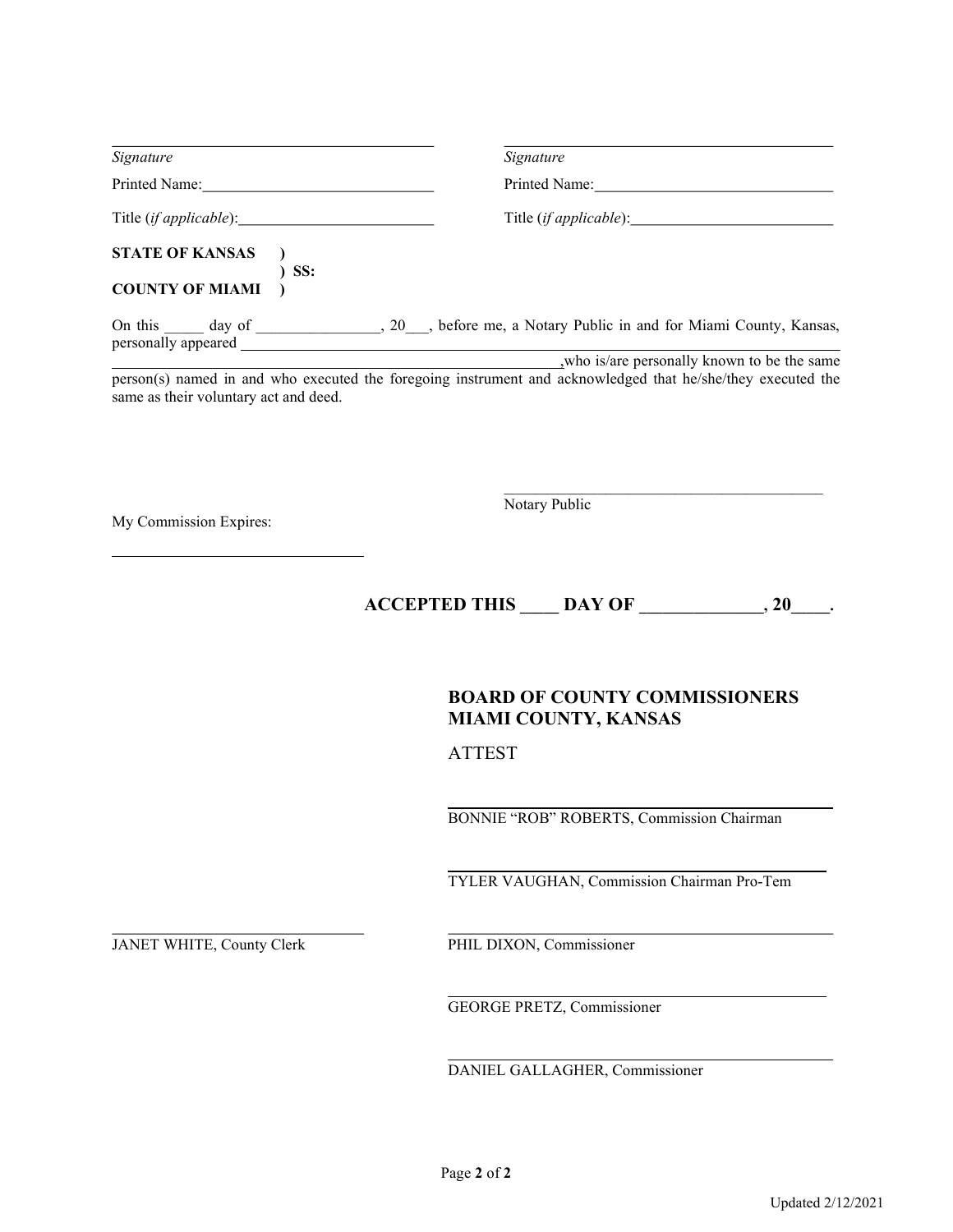| | |
|---|---|
| ________________________________ | ________________________________ |
| *Signature* | *Signature* |
| Printed Name:________________________ | Printed Name:________________________ |
| Title (*if applicable*):____________________ | Title (*if applicable*):____________________ |

**STATE OF KANSAS )**
**) SS:**
**COUNTY OF MIAMI )**

On this _____ day of ________________, 20___, before me, a Notary Public in and for Miami County, Kansas, personally appeared ________________________________________________________________ ,who is/are personally known to be the same person(s) named in and who executed the foregoing instrument and acknowledged that he/she/they executed the same as their voluntary act and deed.

________________________________
Notary Public

My Commission Expires:

________________________________

**ACCEPTED THIS ____ DAY OF _____________, 20____.**

**BOARD OF COUNTY COMMISSIONERS**
**MIAMI COUNTY, KANSAS**

ATTEST

________________________________
BONNIE "ROB" ROBERTS, Commission Chairman

________________________________
TYLER VAUGHAN, Commission Chairman Pro-Tem

________________________________
JANET WHITE, County Clerk

________________________________
PHIL DIXON, Commissioner

________________________________
GEORGE PRETZ, Commissioner

________________________________
DANIEL GALLAGHER, Commissioner

Updated 2/12/2021